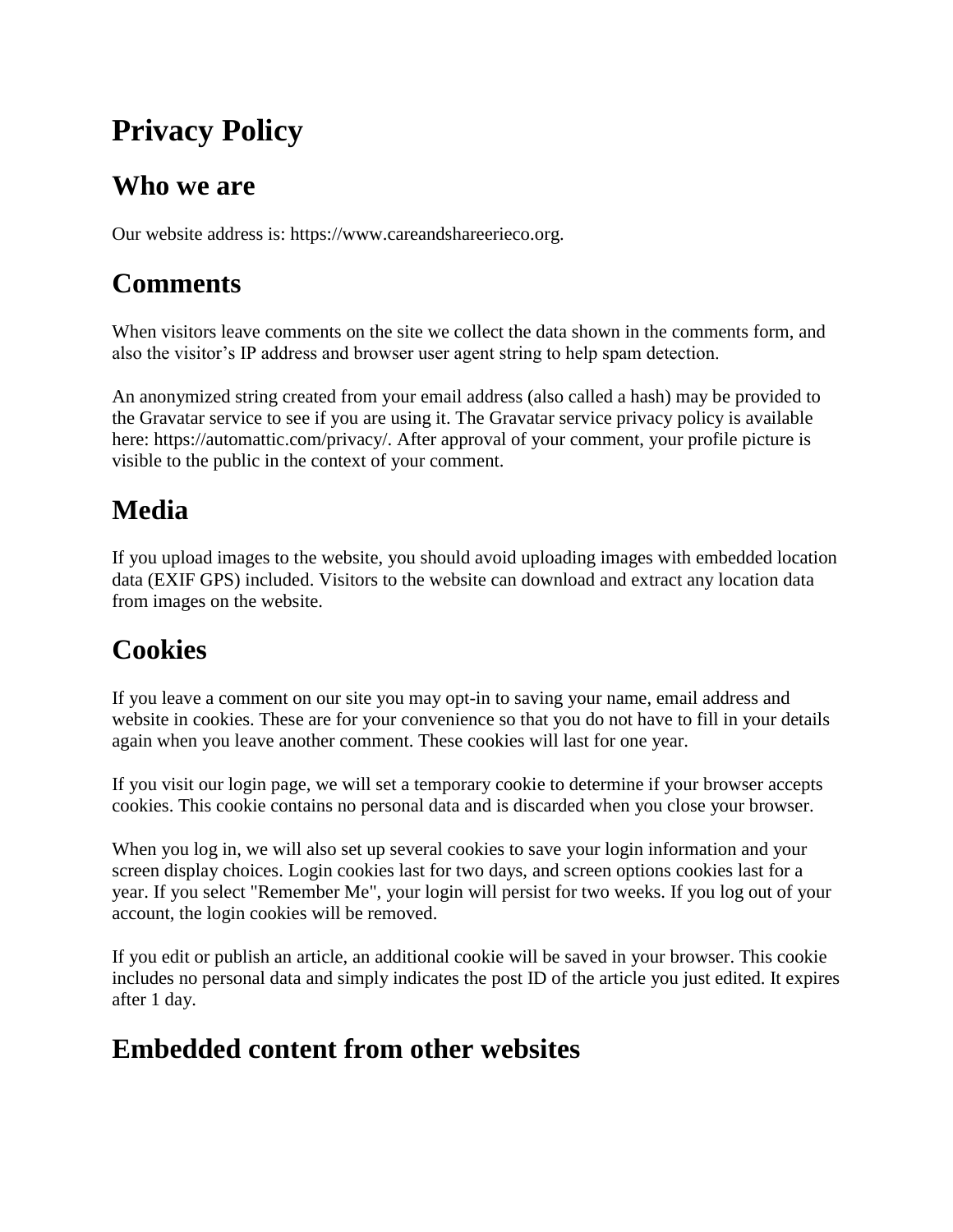# Privacy Policy

## Who we are

Our website address is: https://www.careandshareerieco.org.

## Comments

When visitors leave comments on the site we collect the data shown in the comments form, and also the visitor's IP address and browser user agent string to help spam detection.

An anonymized string created from your email address (also called a hash) may be provided to the Gravatar service to see if you are using it. The Gravatar service privacy policy is available here: https://automattic.com/privacy/. After approval of your comment, your profile picture is visible to the public in the context of your comment.

## Media

If you upload images to the website, you should avoid uploading images with embedded location data (EXIF GPS) included. Visitors to the website can download and extract any location data from images on the website.

## Cookies

If you leave a comment on our site you may opt-in to saving your name, email address and website in cookies. These are for your convenience so that you do not have to fill in your details again when you leave another comment. These cookies will last for one year.

If you visit our login page, we will set a temporary cookie to determine if your browser accepts cookies. This cookie contains no personal data and is discarded when you close your browser.

When you log in, we will also set up several cookies to save your login information and your screen display choices. Login cookies last for two days, and screen options cookies last for a year. If you select "Remember Me", your login will persist for two weeks. If you log out of your account, the login cookies will be removed.

If you edit or publish an article, an additional cookie will be saved in your browser. This cookie includes no personal data and simply indicates the post ID of the article you just edited. It expires after 1 day.

## Embedded content from other websites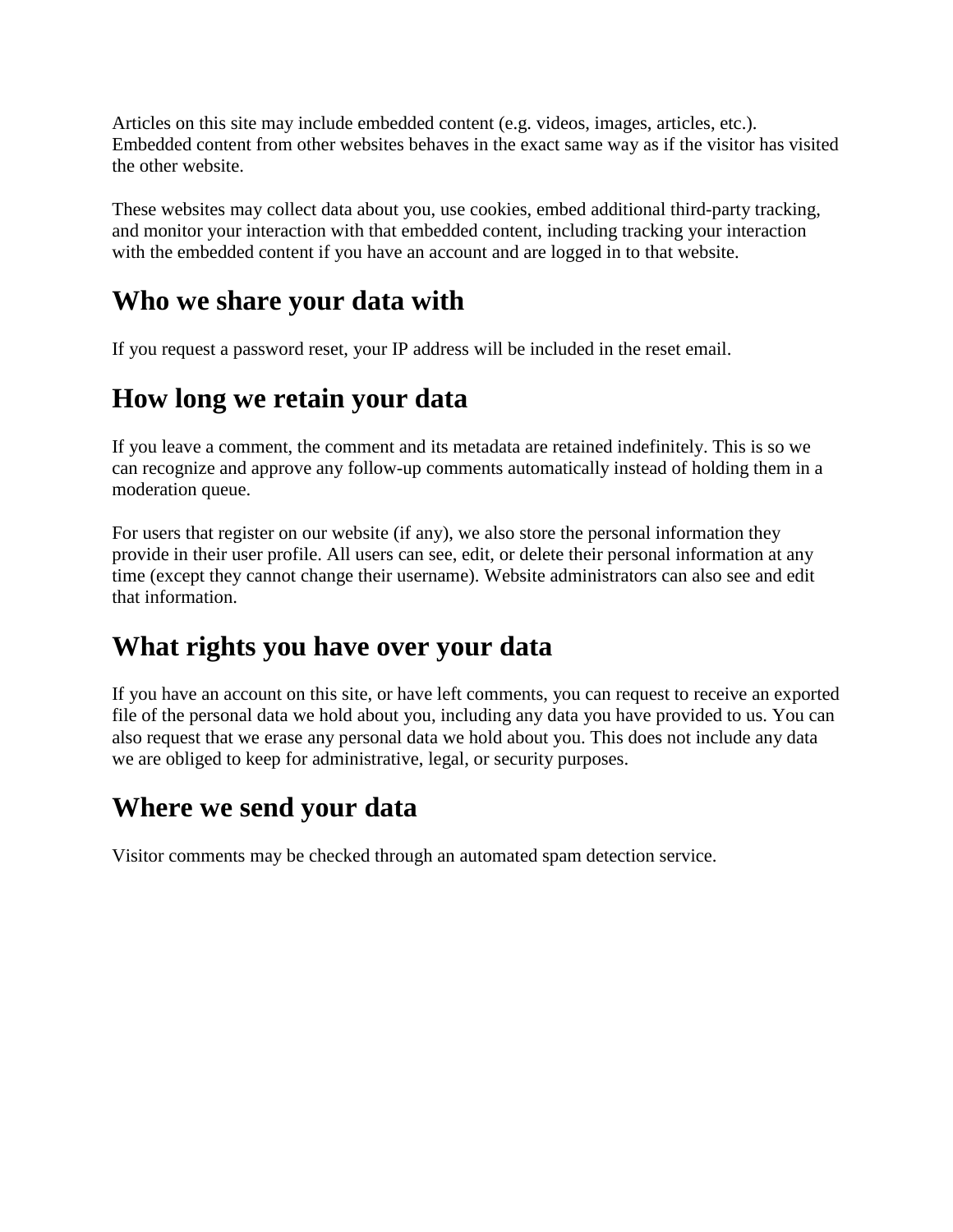Articles on this site may include embedded content (e.g. videos, images, articles, etc.). Embedded content from other websites behaves in the exact same way as if the visitor has visited the other website.

These websites may collect data about you, use cookies, embed additional third-party tracking, and monitor your interaction with that embedded content, including tracking your interaction with the embedded content if you have an account and are logged in to that website.

## Who we share your data with

If you request a password reset, your IP address will be included in the reset email.

## How long we retain your data

If you leave a comment, the comment and its metadata are retained indefinitely. This is so we can recognize and approve any follow-up comments automatically instead of holding them in a moderation queue.

For users that register on our website (if any), we also store the personal information they provide in their user profile. All users can see, edit, or delete their personal information at any time (except they cannot change their username). Website administrators can also see and edit that information.

## What rights you have over your data

If you have an account on this site, or have left comments, you can request to receive an exported file of the personal data we hold about you, including any data you have provided to us. You can also request that we erase any personal data we hold about you. This does not include any data we are obliged to keep for administrative, legal, or security purposes.

## Where we send your data

Visitor comments may be checked through an automated spam detection service.